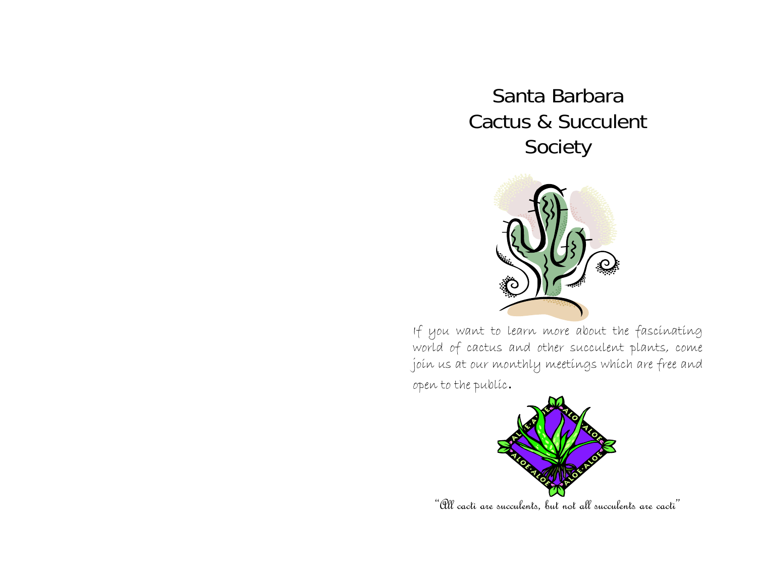# Santa Barbara Cactus & Succulent Society

If you want to learn more about the fascinating world of cactus and other succulent plants, come join us at our monthly meetings which are free and open to the public.

*"All cacti are succulents, but not all succulents are cacti"*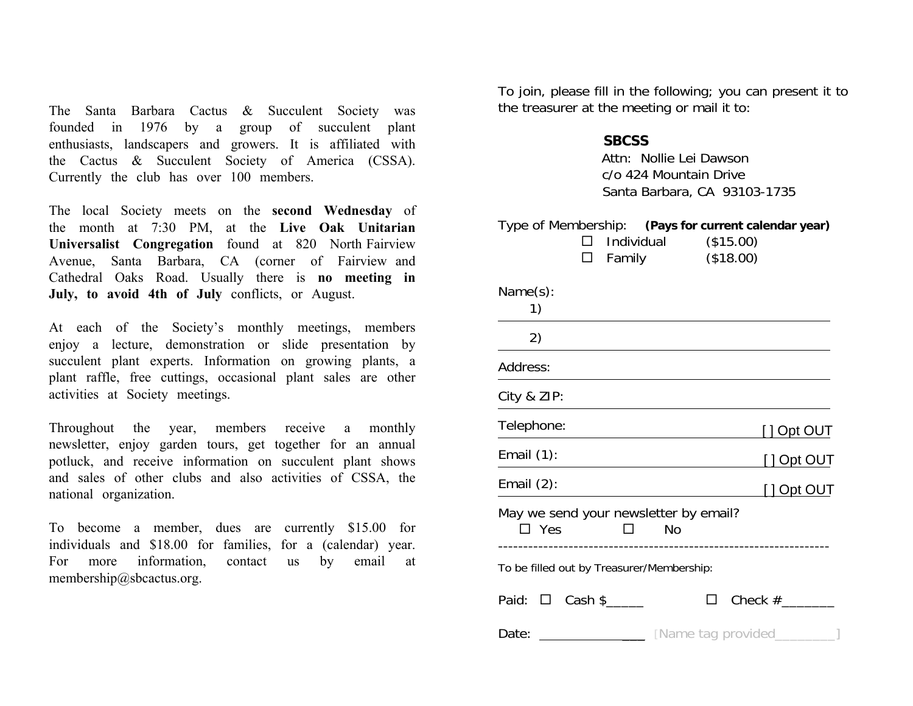The Santa Barbara Cactus & Succulent Society was founded in 1976 by a group of succulent plant enthusiasts, landscapers and growers. It is affiliated with the Cactus & Succulent Society of America (CSSA). Currently the club has over 100 members.

The local Society meets on the **second Wednesday** of the month at 7:30 PM, at the **Live Oak Unitarian Universalist Congregation** found at 820 North Fairview Avenue, Santa Barbara, CA (corner of Fairview and Cathedral Oaks Road. Usually there is **no meeting in July, to avoid 4th of July** conflicts, or August.

At each of the Society's monthly meetings, members enjoy a lecture, demonstration or slide presentation by succulent plant experts. Information on growing plants, a plant raffle, free cuttings, occasional plant sales are other activities at Society meetings.

Throughout the year, members receive a monthly newsletter, enjoy garden tours, get together for an annual potluck, and receive information on succulent plant shows and sales of other clubs and also activities of CSSA, the national organization.

To become a member, dues are currently $15.00 for individuals and $18.00 for families, for a (calendar) year. For more information, contact us by email at membership@sbcactus.org.

To join, please fill in the following; you can present it to the treasurer at the meeting or mail it to:

**SBCSS**
Attn: Nollie Lei Dawson
c/o 424 Mountain Drive
Santa Barbara, CA 93103-1735

Type of Membership: **(Pays for current calendar year)**

☐ Individual ($15.00)
☐ Family ($18.00)

Name(s):
1) ______________________________
2) ______________________________

Address: ______________________________

City & ZIP: ______________________________

Telephone: ______________________________ [ ] Opt OUT

Email (1): ______________________________ [ ] Opt OUT

Email (2): ______________________________ [ ] Opt OUT

May we send your newsletter by email?
☐ Yes ☐ No

------------------------------------------------------------------

To be filled out by Treasurer/Membership:

Paid: ☐ Cash $_____ ☐ Check #_______

Date: _______________ [Name tag provided________]